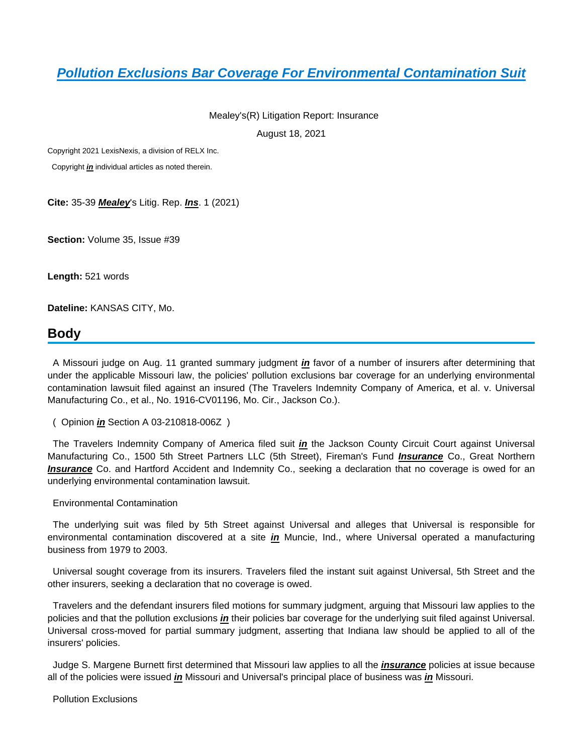# Pollution Exclusions Bar Coverage For Environmental Contamination Suit

Mealey's(R) Litigation Report: Insurance

August 18, 2021

Copyright 2021 LexisNexis, a division of RELX Inc.

Copyright **in** individual articles as noted therein.

**Cite:** 35-39 **Mealey**'s Litig. Rep. **Ins**. 1 (2021)

**Section:** Volume 35, Issue #39

**Length:** 521 words

**Dateline:** KANSAS CITY, Mo.

## Body

A Missouri judge on Aug. 11 granted summary judgment **in** favor of a number of insurers after determining that under the applicable Missouri law, the policies' pollution exclusions bar coverage for an underlying environmental contamination lawsuit filed against an insured (The Travelers Indemnity Company of America, et al. v. Universal Manufacturing Co., et al., No. 1916-CV01196, Mo. Cir., Jackson Co.).

( Opinion **in** Section A 03-210818-006Z )

The Travelers Indemnity Company of America filed suit **in** the Jackson County Circuit Court against Universal Manufacturing Co., 1500 5th Street Partners LLC (5th Street), Fireman's Fund **Insurance** Co., Great Northern **Insurance** Co. and Hartford Accident and Indemnity Co., seeking a declaration that no coverage is owed for an underlying environmental contamination lawsuit.

Environmental Contamination

The underlying suit was filed by 5th Street against Universal and alleges that Universal is responsible for environmental contamination discovered at a site **in** Muncie, Ind., where Universal operated a manufacturing business from 1979 to 2003.

Universal sought coverage from its insurers. Travelers filed the instant suit against Universal, 5th Street and the other insurers, seeking a declaration that no coverage is owed.

Travelers and the defendant insurers filed motions for summary judgment, arguing that Missouri law applies to the policies and that the pollution exclusions **in** their policies bar coverage for the underlying suit filed against Universal. Universal cross-moved for partial summary judgment, asserting that Indiana law should be applied to all of the insurers' policies.

Judge S. Margene Burnett first determined that Missouri law applies to all the **insurance** policies at issue because all of the policies were issued **in** Missouri and Universal's principal place of business was **in** Missouri.

Pollution Exclusions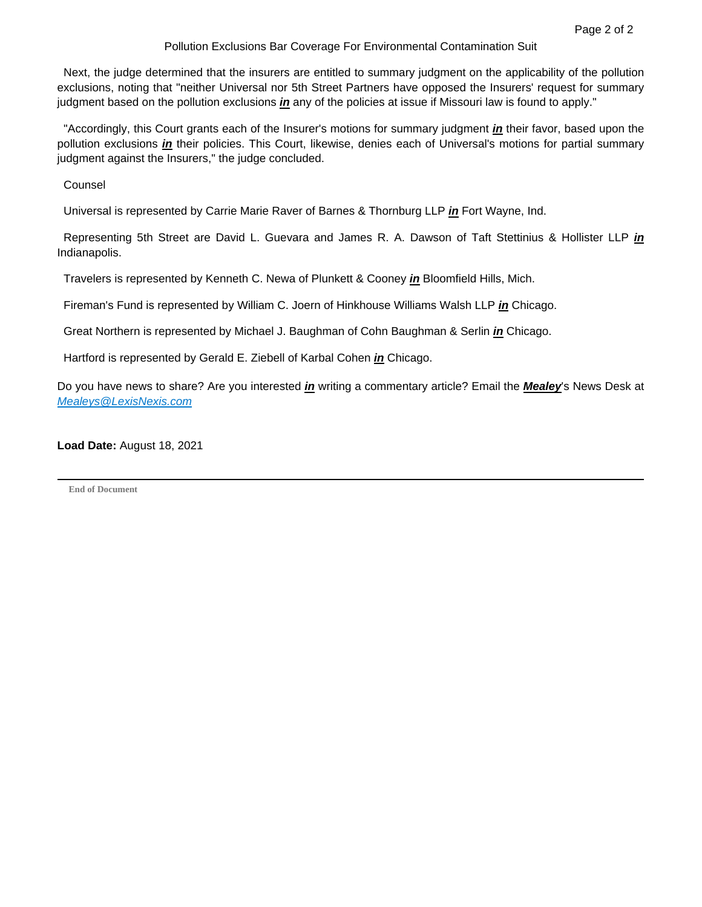Next, the judge determined that the insurers are entitled to summary judgment on the applicability of the pollution exclusions, noting that "neither Universal nor 5th Street Partners have opposed the Insurers' request for summary judgment based on the pollution exclusions ***in*** any of the policies at issue if Missouri law is found to apply."

"Accordingly, this Court grants each of the Insurer's motions for summary judgment ***in*** their favor, based upon the pollution exclusions ***in*** their policies. This Court, likewise, denies each of Universal's motions for partial summary judgment against the Insurers," the judge concluded.

Counsel

Universal is represented by Carrie Marie Raver of Barnes & Thornburg LLP ***in*** Fort Wayne, Ind.

Representing 5th Street are David L. Guevara and James R. A. Dawson of Taft Stettinius & Hollister LLP ***in*** Indianapolis.

Travelers is represented by Kenneth C. Newa of Plunkett & Cooney ***in*** Bloomfield Hills, Mich.

Fireman's Fund is represented by William C. Joern of Hinkhouse Williams Walsh LLP ***in*** Chicago.

Great Northern is represented by Michael J. Baughman of Cohn Baughman & Serlin ***in*** Chicago.

Hartford is represented by Gerald E. Ziebell of Karbal Cohen ***in*** Chicago.

Do you have news to share? Are you interested ***in*** writing a commentary article? Email the ***Mealey***'s News Desk at [Mealeys@LexisNexis.com](mailto:Mealeys@LexisNexis.com)

**Load Date:** August 18, 2021

---

End of Document